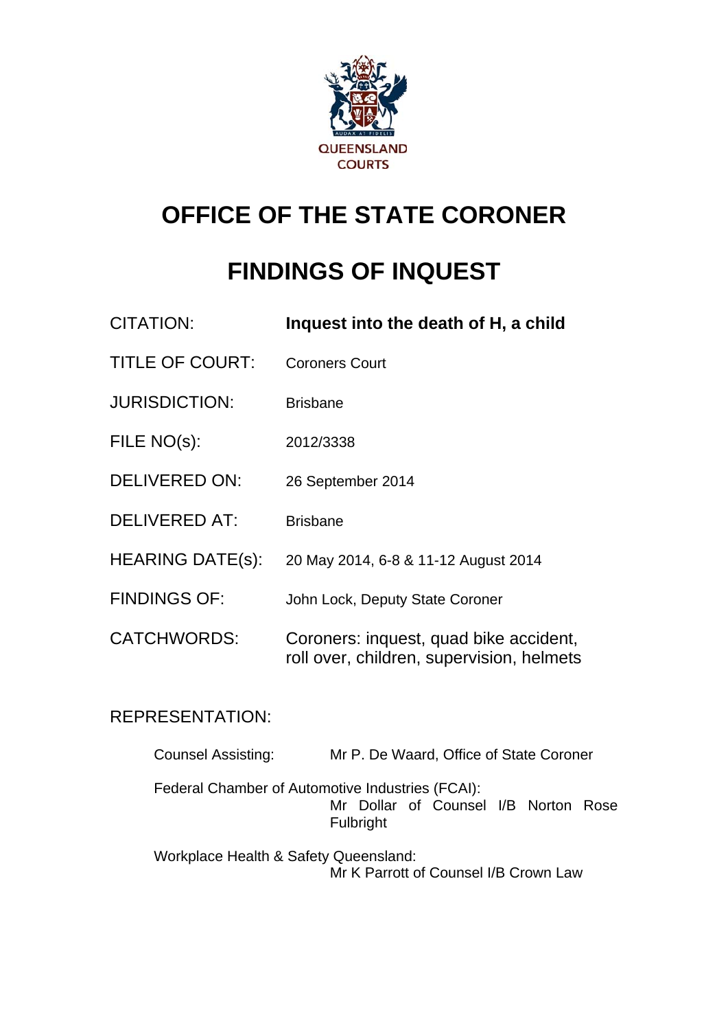QUEENSLAND COURTS

# OFFICE OF THE STATE CORONER

# FINDINGS OF INQUEST

| | |
|---|---|
| CITATION: | **Inquest into the death of H, a child** |
| TITLE OF COURT: | Coroners Court |
| JURISDICTION: | Brisbane |
| FILE NO(s): | 2012/3338 |
| DELIVERED ON: | 26 September 2014 |
| DELIVERED AT: | Brisbane |
| HEARING DATE(s): | 20 May 2014, 6-8 & 11-12 August 2014 |
| FINDINGS OF: | John Lock, Deputy State Coroner |
| CATCHWORDS: | Coroners: inquest, quad bike accident, roll over, children, supervision, helmets |

REPRESENTATION:

Counsel Assisting: Mr P. De Waard, Office of State Coroner

Federal Chamber of Automotive Industries (FCAI): Mr Dollar of Counsel I/B Norton Rose Fulbright

Workplace Health & Safety Queensland: Mr K Parrott of Counsel I/B Crown Law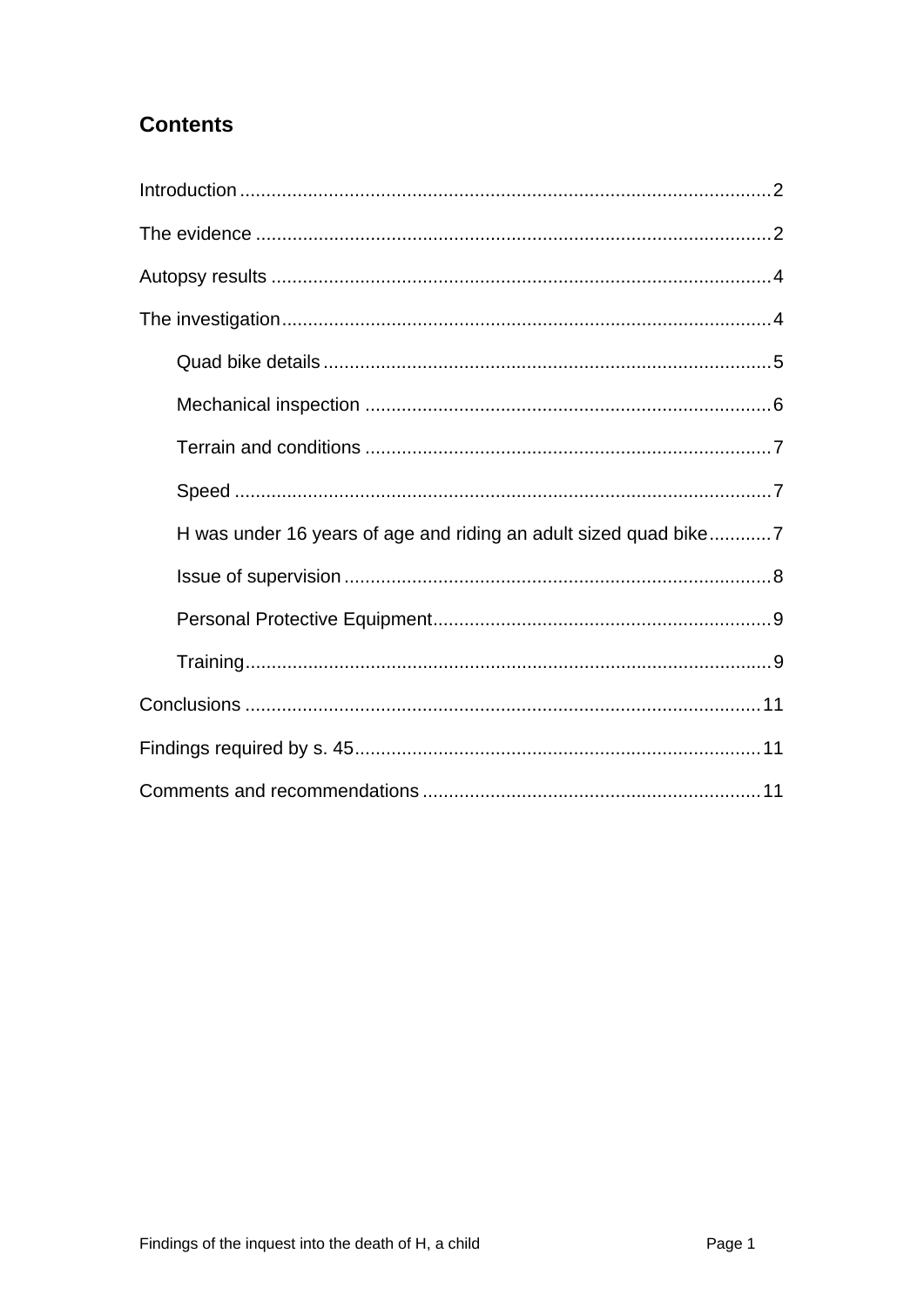## Contents

Introduction .................................................................................................... 2

The evidence ................................................................................................ 2

Autopsy results .............................................................................................. 4

The investigation ............................................................................................ 4

- Quad bike details .................................................................................... 5
- Mechanical inspection ............................................................................ 6
- Terrain and conditions ............................................................................ 7
- Speed ..................................................................................................... 7
- H was under 16 years of age and riding an adult sized quad bike ............ 7
- Issue of supervision ................................................................................ 8
- Personal Protective Equipment ................................................................ 9
- Training ................................................................................................... 9

Conclusions ................................................................................................. 11

Findings required by s. 45 ............................................................................ 11

Comments and recommendations ................................................................ 11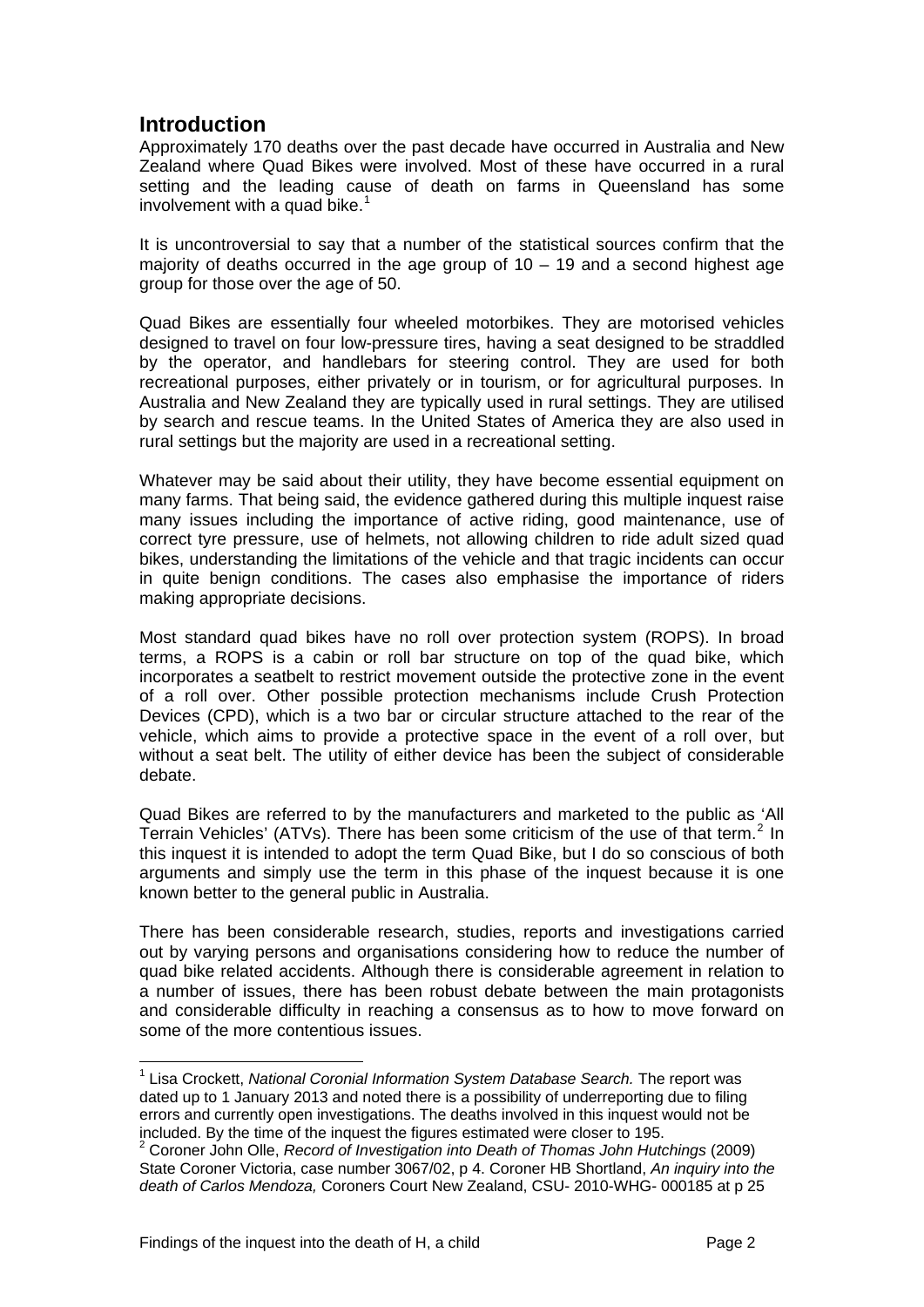## Introduction

Approximately 170 deaths over the past decade have occurred in Australia and New Zealand where Quad Bikes were involved. Most of these have occurred in a rural setting and the leading cause of death on farms in Queensland has some involvement with a quad bike.[1]

It is uncontroversial to say that a number of the statistical sources confirm that the majority of deaths occurred in the age group of 10 – 19 and a second highest age group for those over the age of 50.

Quad Bikes are essentially four wheeled motorbikes. They are motorised vehicles designed to travel on four low-pressure tires, having a seat designed to be straddled by the operator, and handlebars for steering control. They are used for both recreational purposes, either privately or in tourism, or for agricultural purposes. In Australia and New Zealand they are typically used in rural settings. They are utilised by search and rescue teams. In the United States of America they are also used in rural settings but the majority are used in a recreational setting.

Whatever may be said about their utility, they have become essential equipment on many farms. That being said, the evidence gathered during this multiple inquest raise many issues including the importance of active riding, good maintenance, use of correct tyre pressure, use of helmets, not allowing children to ride adult sized quad bikes, understanding the limitations of the vehicle and that tragic incidents can occur in quite benign conditions. The cases also emphasise the importance of riders making appropriate decisions.

Most standard quad bikes have no roll over protection system (ROPS). In broad terms, a ROPS is a cabin or roll bar structure on top of the quad bike, which incorporates a seatbelt to restrict movement outside the protective zone in the event of a roll over. Other possible protection mechanisms include Crush Protection Devices (CPD), which is a two bar or circular structure attached to the rear of the vehicle, which aims to provide a protective space in the event of a roll over, but without a seat belt. The utility of either device has been the subject of considerable debate.

Quad Bikes are referred to by the manufacturers and marketed to the public as 'All Terrain Vehicles' (ATVs). There has been some criticism of the use of that term.[2] In this inquest it is intended to adopt the term Quad Bike, but I do so conscious of both arguments and simply use the term in this phase of the inquest because it is one known better to the general public in Australia.

There has been considerable research, studies, reports and investigations carried out by varying persons and organisations considering how to reduce the number of quad bike related accidents. Although there is considerable agreement in relation to a number of issues, there has been robust debate between the main protagonists and considerable difficulty in reaching a consensus as to how to move forward on some of the more contentious issues.

---

[1] Lisa Crockett, *National Coronial Information System Database Search.* The report was dated up to 1 January 2013 and noted there is a possibility of underreporting due to filing errors and currently open investigations. The deaths involved in this inquest would not be included. By the time of the inquest the figures estimated were closer to 195.

[2] Coroner John Olle, *Record of Investigation into Death of Thomas John Hutchings* (2009) State Coroner Victoria, case number 3067/02, p 4. Coroner HB Shortland, *An inquiry into the death of Carlos Mendoza,* Coroners Court New Zealand, CSU- 2010-WHG- 000185 at p 25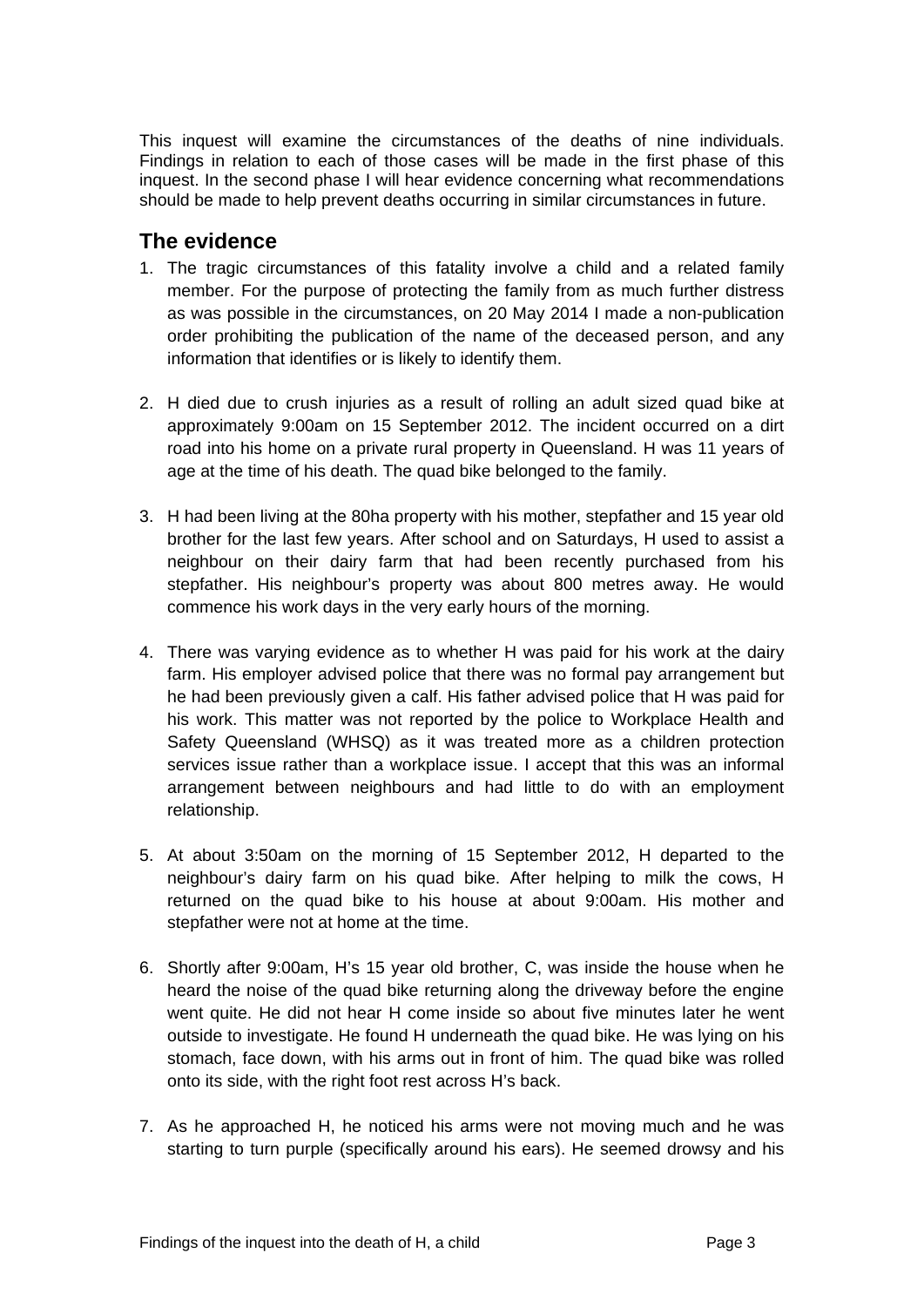This inquest will examine the circumstances of the deaths of nine individuals. Findings in relation to each of those cases will be made in the first phase of this inquest. In the second phase I will hear evidence concerning what recommendations should be made to help prevent deaths occurring in similar circumstances in future.

## The evidence

1. The tragic circumstances of this fatality involve a child and a related family member. For the purpose of protecting the family from as much further distress as was possible in the circumstances, on 20 May 2014 I made a non-publication order prohibiting the publication of the name of the deceased person, and any information that identifies or is likely to identify them.

2. H died due to crush injuries as a result of rolling an adult sized quad bike at approximately 9:00am on 15 September 2012. The incident occurred on a dirt road into his home on a private rural property in Queensland. H was 11 years of age at the time of his death. The quad bike belonged to the family.

3. H had been living at the 80ha property with his mother, stepfather and 15 year old brother for the last few years. After school and on Saturdays, H used to assist a neighbour on their dairy farm that had been recently purchased from his stepfather. His neighbour's property was about 800 metres away. He would commence his work days in the very early hours of the morning.

4. There was varying evidence as to whether H was paid for his work at the dairy farm. His employer advised police that there was no formal pay arrangement but he had been previously given a calf. His father advised police that H was paid for his work. This matter was not reported by the police to Workplace Health and Safety Queensland (WHSQ) as it was treated more as a children protection services issue rather than a workplace issue. I accept that this was an informal arrangement between neighbours and had little to do with an employment relationship.

5. At about 3:50am on the morning of 15 September 2012, H departed to the neighbour's dairy farm on his quad bike. After helping to milk the cows, H returned on the quad bike to his house at about 9:00am. His mother and stepfather were not at home at the time.

6. Shortly after 9:00am, H's 15 year old brother, C, was inside the house when he heard the noise of the quad bike returning along the driveway before the engine went quite. He did not hear H come inside so about five minutes later he went outside to investigate. He found H underneath the quad bike. He was lying on his stomach, face down, with his arms out in front of him. The quad bike was rolled onto its side, with the right foot rest across H's back.

7. As he approached H, he noticed his arms were not moving much and he was starting to turn purple (specifically around his ears). He seemed drowsy and his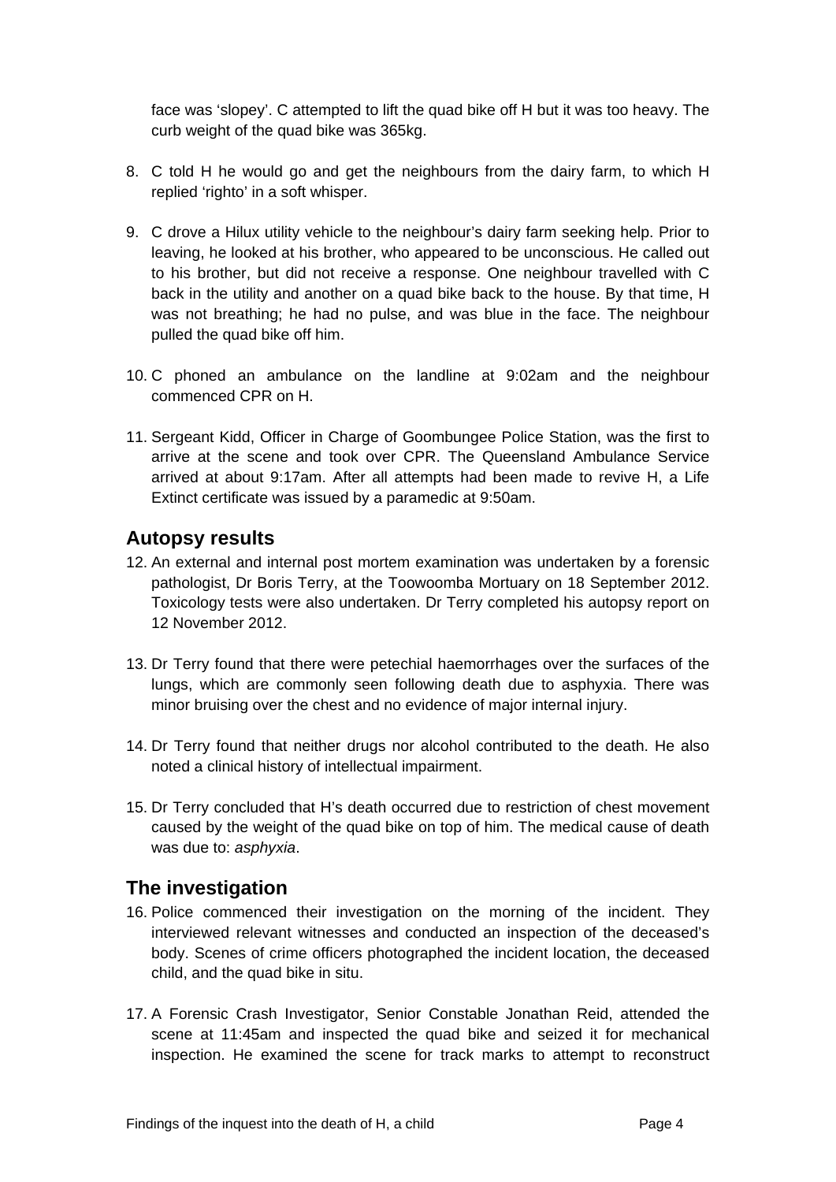face was 'slopey'. C attempted to lift the quad bike off H but it was too heavy. The curb weight of the quad bike was 365kg.

8. C told H he would go and get the neighbours from the dairy farm, to which H replied 'righto' in a soft whisper.

9. C drove a Hilux utility vehicle to the neighbour's dairy farm seeking help. Prior to leaving, he looked at his brother, who appeared to be unconscious. He called out to his brother, but did not receive a response. One neighbour travelled with C back in the utility and another on a quad bike back to the house. By that time, H was not breathing; he had no pulse, and was blue in the face. The neighbour pulled the quad bike off him.

10. C phoned an ambulance on the landline at 9:02am and the neighbour commenced CPR on H.

11. Sergeant Kidd, Officer in Charge of Goombungee Police Station, was the first to arrive at the scene and took over CPR. The Queensland Ambulance Service arrived at about 9:17am. After all attempts had been made to revive H, a Life Extinct certificate was issued by a paramedic at 9:50am.

## Autopsy results

12. An external and internal post mortem examination was undertaken by a forensic pathologist, Dr Boris Terry, at the Toowoomba Mortuary on 18 September 2012. Toxicology tests were also undertaken. Dr Terry completed his autopsy report on 12 November 2012.

13. Dr Terry found that there were petechial haemorrhages over the surfaces of the lungs, which are commonly seen following death due to asphyxia. There was minor bruising over the chest and no evidence of major internal injury.

14. Dr Terry found that neither drugs nor alcohol contributed to the death. He also noted a clinical history of intellectual impairment.

15. Dr Terry concluded that H's death occurred due to restriction of chest movement caused by the weight of the quad bike on top of him. The medical cause of death was due to: *asphyxia*.

## The investigation

16. Police commenced their investigation on the morning of the incident. They interviewed relevant witnesses and conducted an inspection of the deceased's body. Scenes of crime officers photographed the incident location, the deceased child, and the quad bike in situ.

17. A Forensic Crash Investigator, Senior Constable Jonathan Reid, attended the scene at 11:45am and inspected the quad bike and seized it for mechanical inspection. He examined the scene for track marks to attempt to reconstruct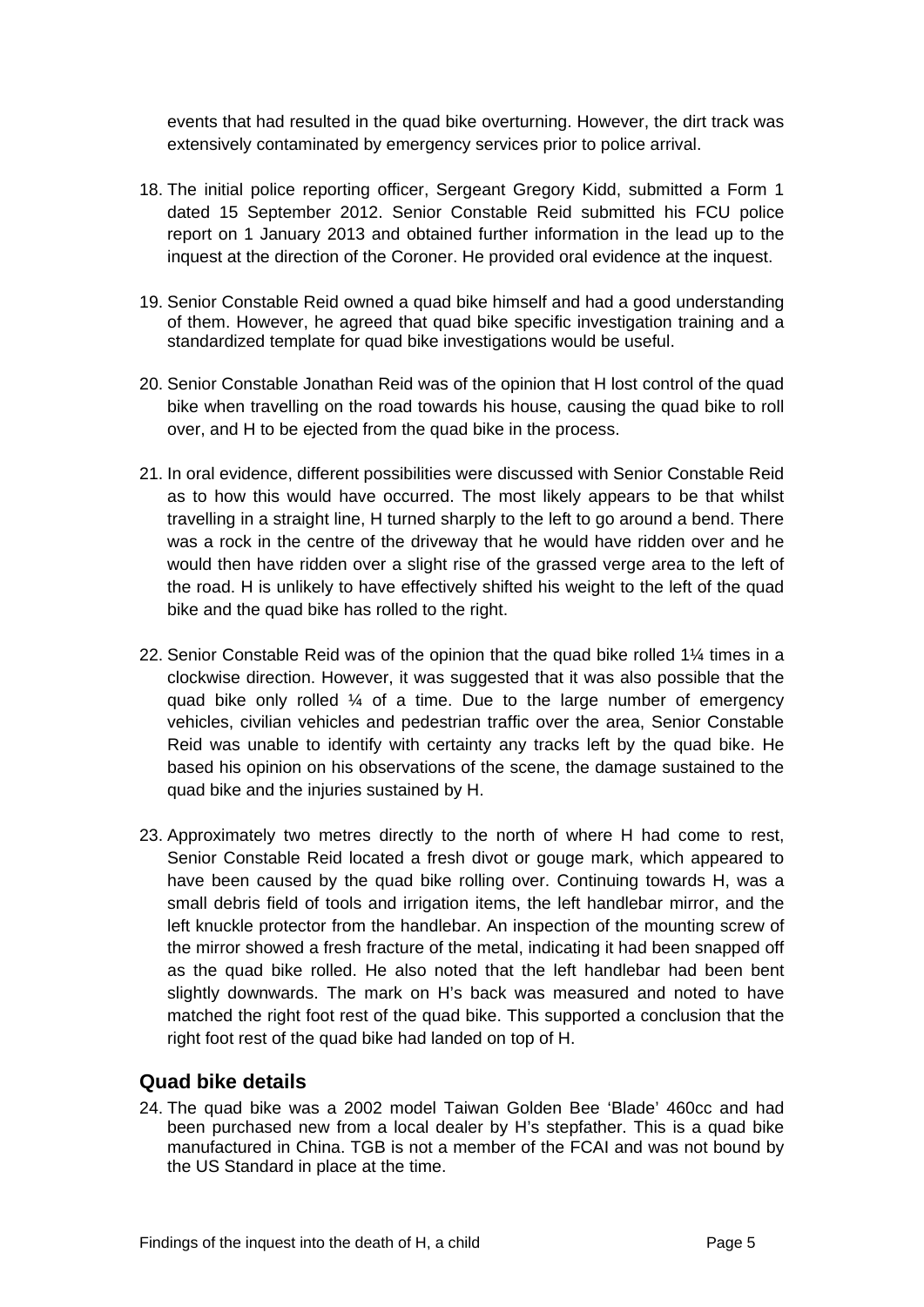events that had resulted in the quad bike overturning. However, the dirt track was extensively contaminated by emergency services prior to police arrival.

18. The initial police reporting officer, Sergeant Gregory Kidd, submitted a Form 1 dated 15 September 2012. Senior Constable Reid submitted his FCU police report on 1 January 2013 and obtained further information in the lead up to the inquest at the direction of the Coroner. He provided oral evidence at the inquest.

19. Senior Constable Reid owned a quad bike himself and had a good understanding of them. However, he agreed that quad bike specific investigation training and a standardized template for quad bike investigations would be useful.

20. Senior Constable Jonathan Reid was of the opinion that H lost control of the quad bike when travelling on the road towards his house, causing the quad bike to roll over, and H to be ejected from the quad bike in the process.

21. In oral evidence, different possibilities were discussed with Senior Constable Reid as to how this would have occurred. The most likely appears to be that whilst travelling in a straight line, H turned sharply to the left to go around a bend. There was a rock in the centre of the driveway that he would have ridden over and he would then have ridden over a slight rise of the grassed verge area to the left of the road. H is unlikely to have effectively shifted his weight to the left of the quad bike and the quad bike has rolled to the right.

22. Senior Constable Reid was of the opinion that the quad bike rolled 1¼ times in a clockwise direction. However, it was suggested that it was also possible that the quad bike only rolled ¼ of a time. Due to the large number of emergency vehicles, civilian vehicles and pedestrian traffic over the area, Senior Constable Reid was unable to identify with certainty any tracks left by the quad bike. He based his opinion on his observations of the scene, the damage sustained to the quad bike and the injuries sustained by H.

23. Approximately two metres directly to the north of where H had come to rest, Senior Constable Reid located a fresh divot or gouge mark, which appeared to have been caused by the quad bike rolling over. Continuing towards H, was a small debris field of tools and irrigation items, the left handlebar mirror, and the left knuckle protector from the handlebar. An inspection of the mounting screw of the mirror showed a fresh fracture of the metal, indicating it had been snapped off as the quad bike rolled. He also noted that the left handlebar had been bent slightly downwards. The mark on H's back was measured and noted to have matched the right foot rest of the quad bike. This supported a conclusion that the right foot rest of the quad bike had landed on top of H.

## Quad bike details

24. The quad bike was a 2002 model Taiwan Golden Bee 'Blade' 460cc and had been purchased new from a local dealer by H's stepfather. This is a quad bike manufactured in China. TGB is not a member of the FCAI and was not bound by the US Standard in place at the time.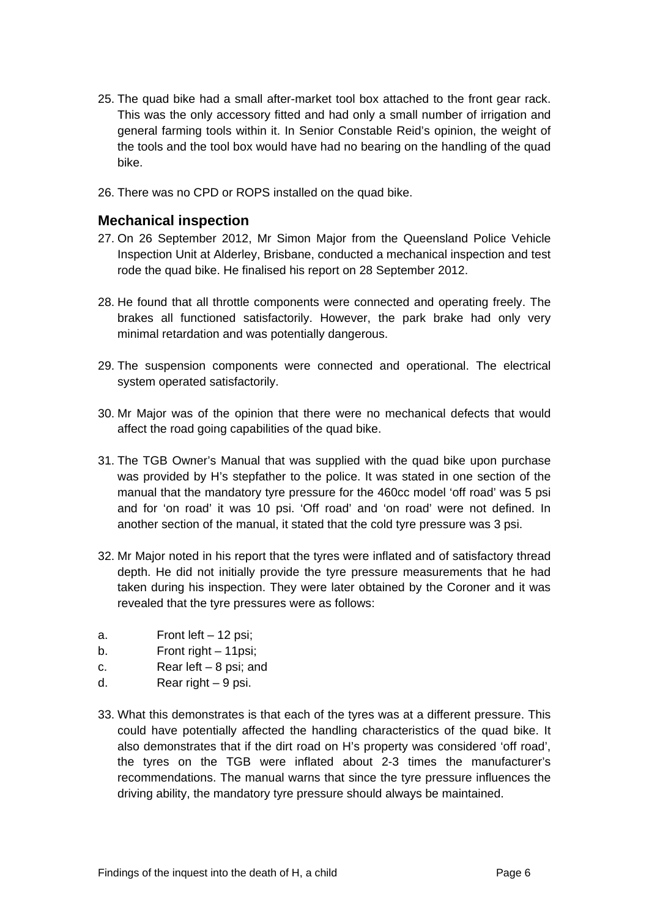25. The quad bike had a small after-market tool box attached to the front gear rack. This was the only accessory fitted and had only a small number of irrigation and general farming tools within it. In Senior Constable Reid's opinion, the weight of the tools and the tool box would have had no bearing on the handling of the quad bike.

26. There was no CPD or ROPS installed on the quad bike.

## Mechanical inspection

27. On 26 September 2012, Mr Simon Major from the Queensland Police Vehicle Inspection Unit at Alderley, Brisbane, conducted a mechanical inspection and test rode the quad bike. He finalised his report on 28 September 2012.

28. He found that all throttle components were connected and operating freely. The brakes all functioned satisfactorily. However, the park brake had only very minimal retardation and was potentially dangerous.

29. The suspension components were connected and operational. The electrical system operated satisfactorily.

30. Mr Major was of the opinion that there were no mechanical defects that would affect the road going capabilities of the quad bike.

31. The TGB Owner's Manual that was supplied with the quad bike upon purchase was provided by H's stepfather to the police. It was stated in one section of the manual that the mandatory tyre pressure for the 460cc model 'off road' was 5 psi and for 'on road' it was 10 psi. 'Off road' and 'on road' were not defined. In another section of the manual, it stated that the cold tyre pressure was 3 psi.

32. Mr Major noted in his report that the tyres were inflated and of satisfactory thread depth. He did not initially provide the tyre pressure measurements that he had taken during his inspection. They were later obtained by the Coroner and it was revealed that the tyre pressures were as follows:

a. Front left – 12 psi;
b. Front right – 11psi;
c. Rear left – 8 psi; and
d. Rear right – 9 psi.

33. What this demonstrates is that each of the tyres was at a different pressure. This could have potentially affected the handling characteristics of the quad bike. It also demonstrates that if the dirt road on H's property was considered 'off road', the tyres on the TGB were inflated about 2-3 times the manufacturer's recommendations. The manual warns that since the tyre pressure influences the driving ability, the mandatory tyre pressure should always be maintained.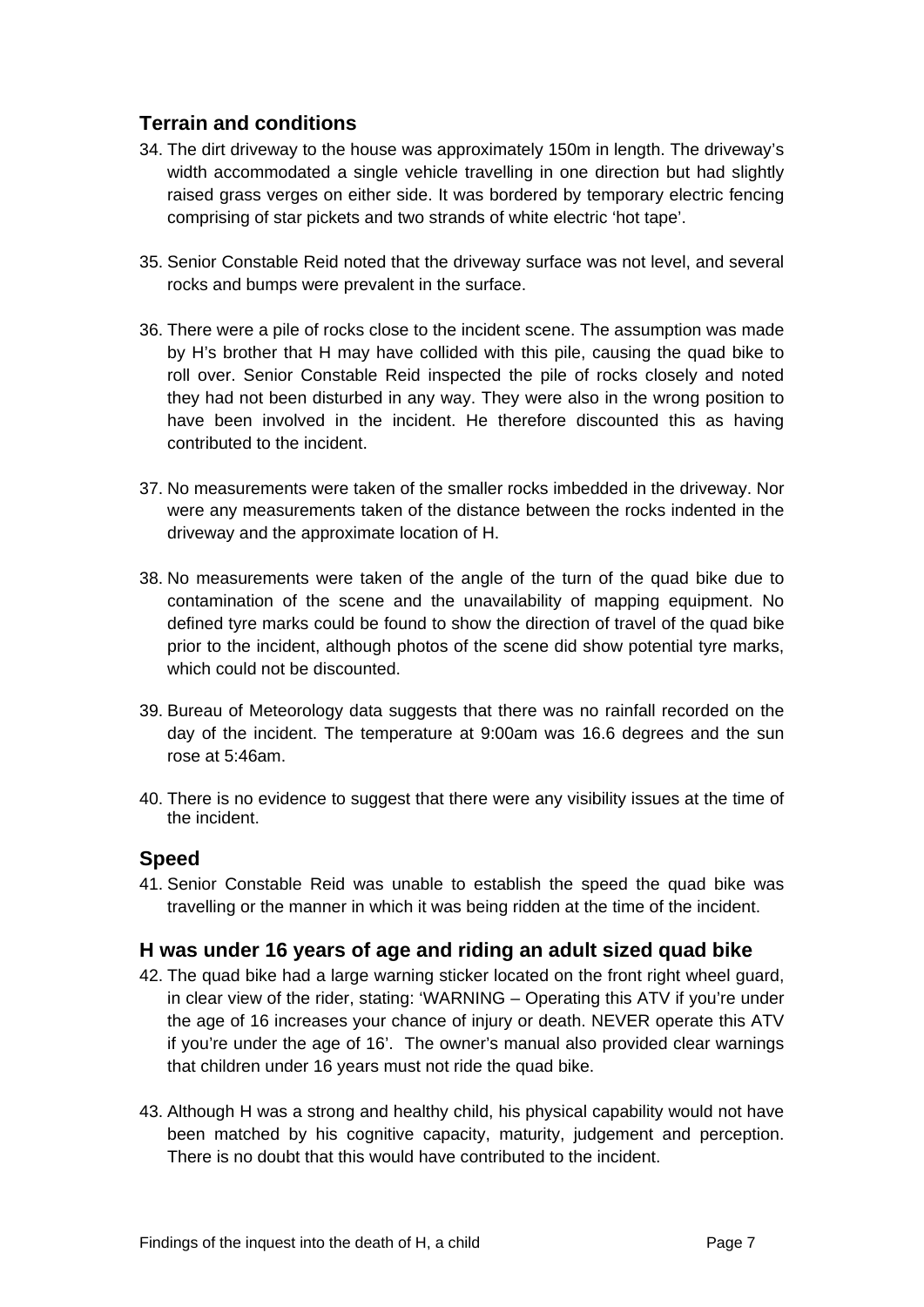## Terrain and conditions

34. The dirt driveway to the house was approximately 150m in length. The driveway's width accommodated a single vehicle travelling in one direction but had slightly raised grass verges on either side. It was bordered by temporary electric fencing comprising of star pickets and two strands of white electric 'hot tape'.

35. Senior Constable Reid noted that the driveway surface was not level, and several rocks and bumps were prevalent in the surface.

36. There were a pile of rocks close to the incident scene. The assumption was made by H's brother that H may have collided with this pile, causing the quad bike to roll over. Senior Constable Reid inspected the pile of rocks closely and noted they had not been disturbed in any way. They were also in the wrong position to have been involved in the incident. He therefore discounted this as having contributed to the incident.

37. No measurements were taken of the smaller rocks imbedded in the driveway. Nor were any measurements taken of the distance between the rocks indented in the driveway and the approximate location of H.

38. No measurements were taken of the angle of the turn of the quad bike due to contamination of the scene and the unavailability of mapping equipment. No defined tyre marks could be found to show the direction of travel of the quad bike prior to the incident, although photos of the scene did show potential tyre marks, which could not be discounted.

39. Bureau of Meteorology data suggests that there was no rainfall recorded on the day of the incident. The temperature at 9:00am was 16.6 degrees and the sun rose at 5:46am.

40. There is no evidence to suggest that there were any visibility issues at the time of the incident.

## Speed

41. Senior Constable Reid was unable to establish the speed the quad bike was travelling or the manner in which it was being ridden at the time of the incident.

## H was under 16 years of age and riding an adult sized quad bike

42. The quad bike had a large warning sticker located on the front right wheel guard, in clear view of the rider, stating: 'WARNING – Operating this ATV if you're under the age of 16 increases your chance of injury or death. NEVER operate this ATV if you're under the age of 16'. The owner's manual also provided clear warnings that children under 16 years must not ride the quad bike.

43. Although H was a strong and healthy child, his physical capability would not have been matched by his cognitive capacity, maturity, judgement and perception. There is no doubt that this would have contributed to the incident.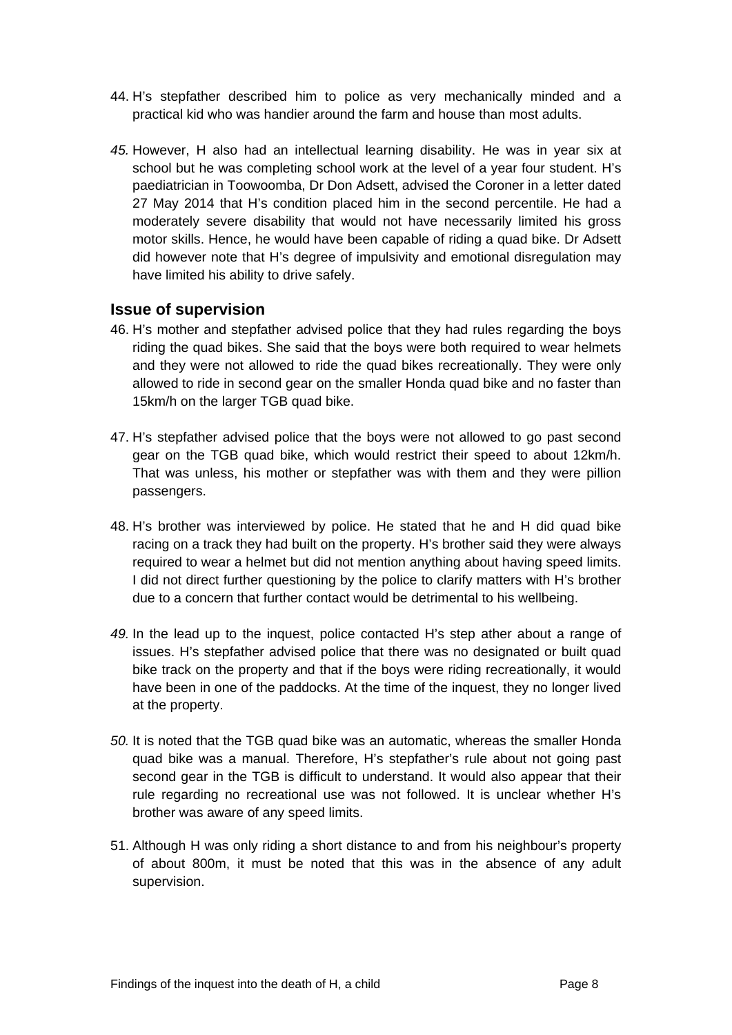44. H's stepfather described him to police as very mechanically minded and a practical kid who was handier around the farm and house than most adults.

*45.* However, H also had an intellectual learning disability. He was in year six at school but he was completing school work at the level of a year four student. H's paediatrician in Toowoomba, Dr Don Adsett, advised the Coroner in a letter dated 27 May 2014 that H's condition placed him in the second percentile. He had a moderately severe disability that would not have necessarily limited his gross motor skills. Hence, he would have been capable of riding a quad bike. Dr Adsett did however note that H's degree of impulsivity and emotional disregulation may have limited his ability to drive safely.

## Issue of supervision

46. H's mother and stepfather advised police that they had rules regarding the boys riding the quad bikes. She said that the boys were both required to wear helmets and they were not allowed to ride the quad bikes recreationally. They were only allowed to ride in second gear on the smaller Honda quad bike and no faster than 15km/h on the larger TGB quad bike.

47. H's stepfather advised police that the boys were not allowed to go past second gear on the TGB quad bike, which would restrict their speed to about 12km/h. That was unless, his mother or stepfather was with them and they were pillion passengers.

48. H's brother was interviewed by police. He stated that he and H did quad bike racing on a track they had built on the property. H's brother said they were always required to wear a helmet but did not mention anything about having speed limits. I did not direct further questioning by the police to clarify matters with H's brother due to a concern that further contact would be detrimental to his wellbeing.

*49.* In the lead up to the inquest, police contacted H's step ather about a range of issues. H's stepfather advised police that there was no designated or built quad bike track on the property and that if the boys were riding recreationally, it would have been in one of the paddocks. At the time of the inquest, they no longer lived at the property.

*50.* It is noted that the TGB quad bike was an automatic, whereas the smaller Honda quad bike was a manual. Therefore, H's stepfather's rule about not going past second gear in the TGB is difficult to understand. It would also appear that their rule regarding no recreational use was not followed. It is unclear whether H's brother was aware of any speed limits.

51. Although H was only riding a short distance to and from his neighbour's property of about 800m, it must be noted that this was in the absence of any adult supervision.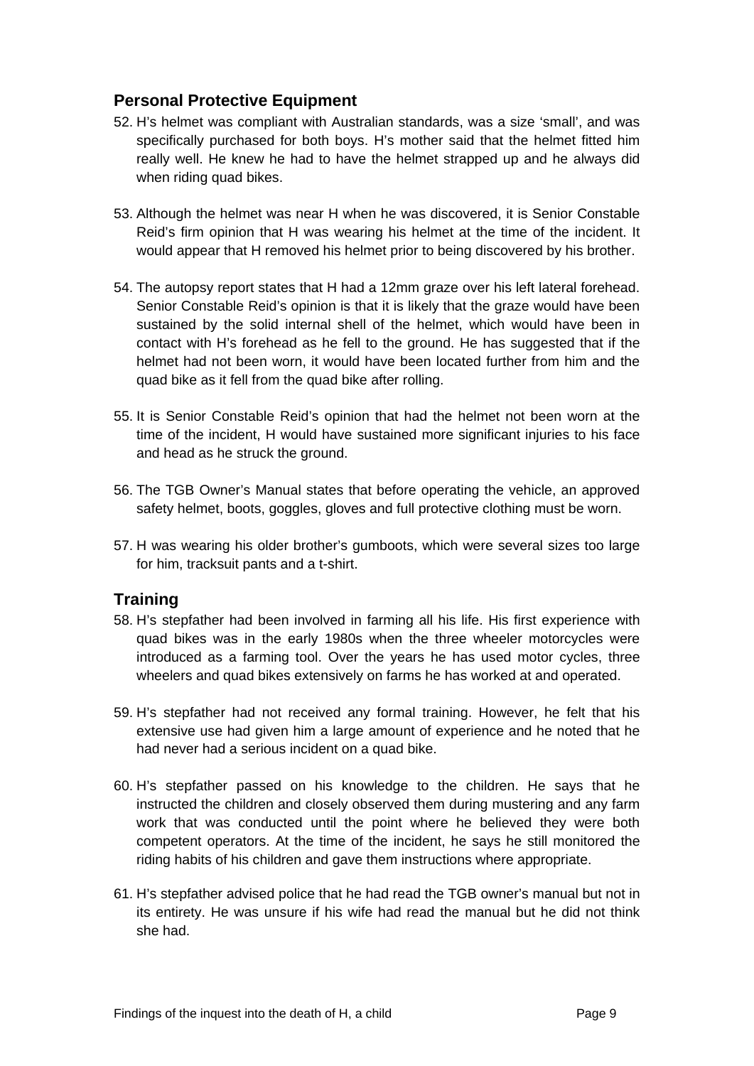## Personal Protective Equipment

52. H's helmet was compliant with Australian standards, was a size 'small', and was specifically purchased for both boys. H's mother said that the helmet fitted him really well. He knew he had to have the helmet strapped up and he always did when riding quad bikes.

53. Although the helmet was near H when he was discovered, it is Senior Constable Reid's firm opinion that H was wearing his helmet at the time of the incident. It would appear that H removed his helmet prior to being discovered by his brother.

54. The autopsy report states that H had a 12mm graze over his left lateral forehead. Senior Constable Reid's opinion is that it is likely that the graze would have been sustained by the solid internal shell of the helmet, which would have been in contact with H's forehead as he fell to the ground. He has suggested that if the helmet had not been worn, it would have been located further from him and the quad bike as it fell from the quad bike after rolling.

55. It is Senior Constable Reid's opinion that had the helmet not been worn at the time of the incident, H would have sustained more significant injuries to his face and head as he struck the ground.

56. The TGB Owner's Manual states that before operating the vehicle, an approved safety helmet, boots, goggles, gloves and full protective clothing must be worn.

57. H was wearing his older brother's gumboots, which were several sizes too large for him, tracksuit pants and a t-shirt.

## Training

58. H's stepfather had been involved in farming all his life. His first experience with quad bikes was in the early 1980s when the three wheeler motorcycles were introduced as a farming tool. Over the years he has used motor cycles, three wheelers and quad bikes extensively on farms he has worked at and operated.

59. H's stepfather had not received any formal training. However, he felt that his extensive use had given him a large amount of experience and he noted that he had never had a serious incident on a quad bike.

60. H's stepfather passed on his knowledge to the children. He says that he instructed the children and closely observed them during mustering and any farm work that was conducted until the point where he believed they were both competent operators. At the time of the incident, he says he still monitored the riding habits of his children and gave them instructions where appropriate.

61. H's stepfather advised police that he had read the TGB owner's manual but not in its entirety. He was unsure if his wife had read the manual but he did not think she had.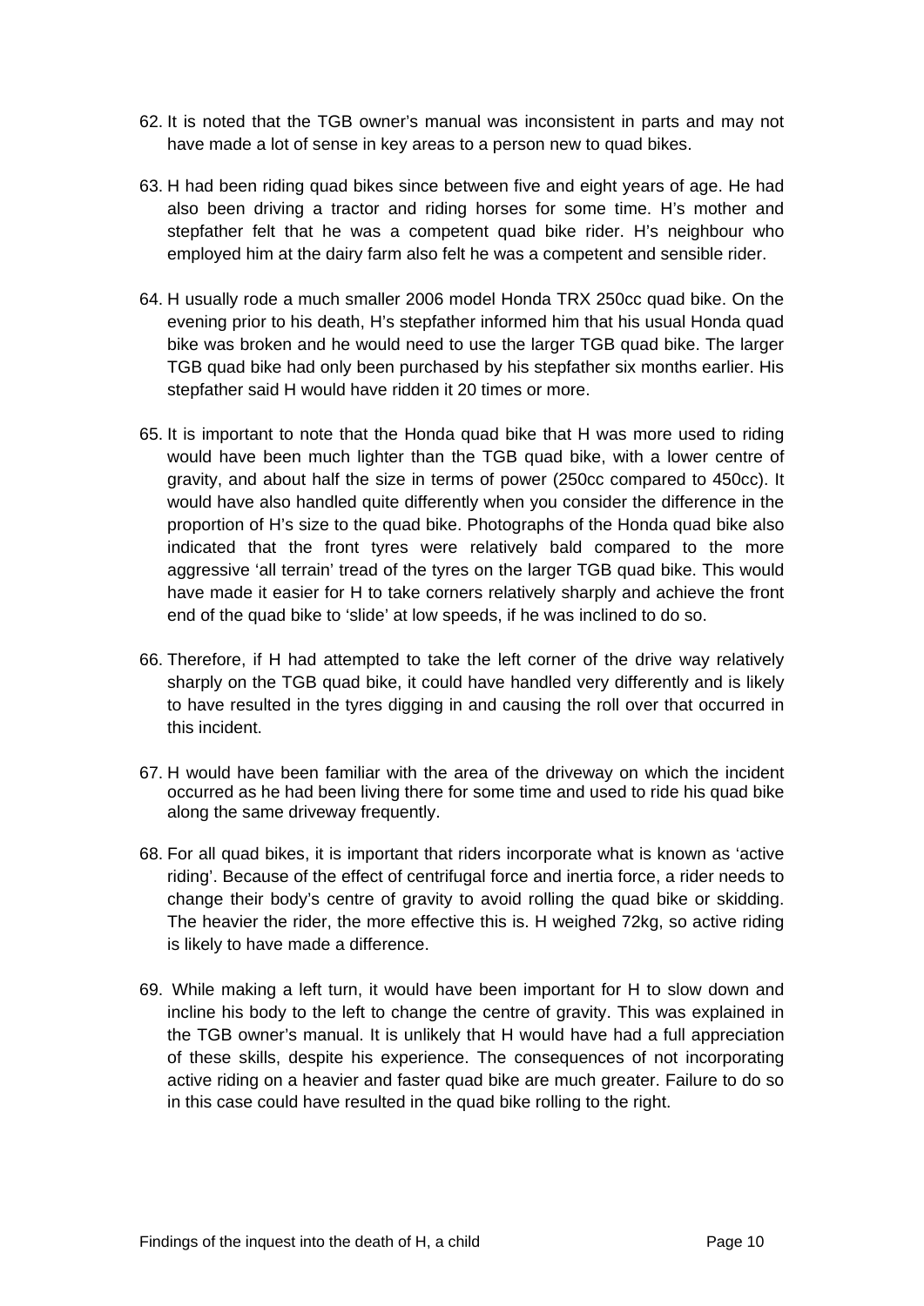62. It is noted that the TGB owner's manual was inconsistent in parts and may not have made a lot of sense in key areas to a person new to quad bikes.

63. H had been riding quad bikes since between five and eight years of age. He had also been driving a tractor and riding horses for some time. H's mother and stepfather felt that he was a competent quad bike rider. H's neighbour who employed him at the dairy farm also felt he was a competent and sensible rider.

64. H usually rode a much smaller 2006 model Honda TRX 250cc quad bike. On the evening prior to his death, H's stepfather informed him that his usual Honda quad bike was broken and he would need to use the larger TGB quad bike. The larger TGB quad bike had only been purchased by his stepfather six months earlier. His stepfather said H would have ridden it 20 times or more.

65. It is important to note that the Honda quad bike that H was more used to riding would have been much lighter than the TGB quad bike, with a lower centre of gravity, and about half the size in terms of power (250cc compared to 450cc). It would have also handled quite differently when you consider the difference in the proportion of H's size to the quad bike. Photographs of the Honda quad bike also indicated that the front tyres were relatively bald compared to the more aggressive 'all terrain' tread of the tyres on the larger TGB quad bike. This would have made it easier for H to take corners relatively sharply and achieve the front end of the quad bike to 'slide' at low speeds, if he was inclined to do so.

66. Therefore, if H had attempted to take the left corner of the drive way relatively sharply on the TGB quad bike, it could have handled very differently and is likely to have resulted in the tyres digging in and causing the roll over that occurred in this incident.

67. H would have been familiar with the area of the driveway on which the incident occurred as he had been living there for some time and used to ride his quad bike along the same driveway frequently.

68. For all quad bikes, it is important that riders incorporate what is known as 'active riding'. Because of the effect of centrifugal force and inertia force, a rider needs to change their body's centre of gravity to avoid rolling the quad bike or skidding. The heavier the rider, the more effective this is. H weighed 72kg, so active riding is likely to have made a difference.

69. While making a left turn, it would have been important for H to slow down and incline his body to the left to change the centre of gravity. This was explained in the TGB owner's manual. It is unlikely that H would have had a full appreciation of these skills, despite his experience. The consequences of not incorporating active riding on a heavier and faster quad bike are much greater. Failure to do so in this case could have resulted in the quad bike rolling to the right.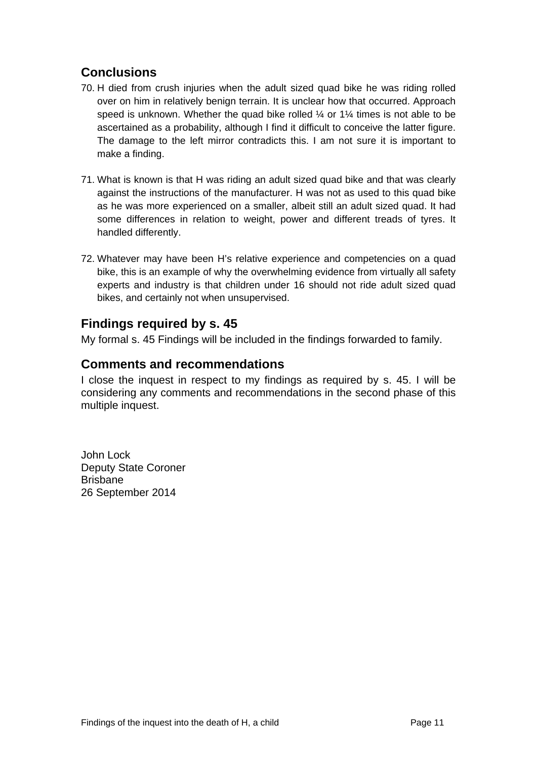## Conclusions

70. H died from crush injuries when the adult sized quad bike he was riding rolled over on him in relatively benign terrain. It is unclear how that occurred. Approach speed is unknown. Whether the quad bike rolled ¼ or 1¼ times is not able to be ascertained as a probability, although I find it difficult to conceive the latter figure. The damage to the left mirror contradicts this. I am not sure it is important to make a finding.

71. What is known is that H was riding an adult sized quad bike and that was clearly against the instructions of the manufacturer. H was not as used to this quad bike as he was more experienced on a smaller, albeit still an adult sized quad. It had some differences in relation to weight, power and different treads of tyres. It handled differently.

72. Whatever may have been H's relative experience and competencies on a quad bike, this is an example of why the overwhelming evidence from virtually all safety experts and industry is that children under 16 should not ride adult sized quad bikes, and certainly not when unsupervised.

## Findings required by s. 45

My formal s. 45 Findings will be included in the findings forwarded to family.

## Comments and recommendations

I close the inquest in respect to my findings as required by s. 45. I will be considering any comments and recommendations in the second phase of this multiple inquest.

John Lock
Deputy State Coroner
Brisbane
26 September 2014